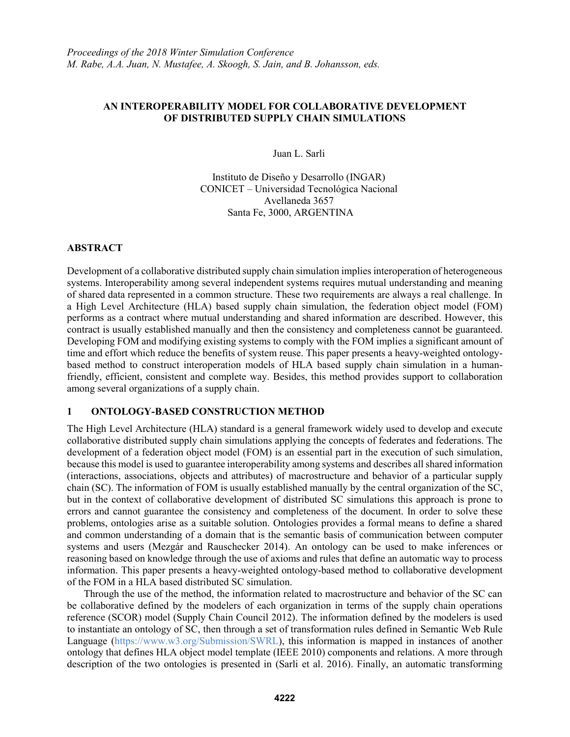# AN INTEROPERABILITY MODEL FOR COLLABORATIVE DEVELOPMENT OF DISTRIBUTED SUPPLY CHAIN SIMULATIONS

Juan L. Sarli

Instituto de Diseño y Desarrollo (INGAR)
CONICET – Universidad Tecnológica Nacional
Avellaneda 3657
Santa Fe, 3000, ARGENTINA

## ABSTRACT

Development of a collaborative distributed supply chain simulation implies interoperation of heterogeneous systems. Interoperability among several independent systems requires mutual understanding and meaning of shared data represented in a common structure. These two requirements are always a real challenge. In a High Level Architecture (HLA) based supply chain simulation, the federation object model (FOM) performs as a contract where mutual understanding and shared information are described. However, this contract is usually established manually and then the consistency and completeness cannot be guaranteed. Developing FOM and modifying existing systems to comply with the FOM implies a significant amount of time and effort which reduce the benefits of system reuse. This paper presents a heavy-weighted ontology-based method to construct interoperation models of HLA based supply chain simulation in a human-friendly, efficient, consistent and complete way. Besides, this method provides support to collaboration among several organizations of a supply chain.

## 1 ONTOLOGY-BASED CONSTRUCTION METHOD

The High Level Architecture (HLA) standard is a general framework widely used to develop and execute collaborative distributed supply chain simulations applying the concepts of federates and federations. The development of a federation object model (FOM) is an essential part in the execution of such simulation, because this model is used to guarantee interoperability among systems and describes all shared information (interactions, associations, objects and attributes) of macrostructure and behavior of a particular supply chain (SC). The information of FOM is usually established manually by the central organization of the SC, but in the context of collaborative development of distributed SC simulations this approach is prone to errors and cannot guarantee the consistency and completeness of the document. In order to solve these problems, ontologies arise as a suitable solution. Ontologies provides a formal means to define a shared and common understanding of a domain that is the semantic basis of communication between computer systems and users (Mezgár and Rauschecker 2014). An ontology can be used to make inferences or reasoning based on knowledge through the use of axioms and rules that define an automatic way to process information. This paper presents a heavy-weighted ontology-based method to collaborative development of the FOM in a HLA based distributed SC simulation.

Through the use of the method, the information related to macrostructure and behavior of the SC can be collaborative defined by the modelers of each organization in terms of the supply chain operations reference (SCOR) model (Supply Chain Council 2012). The information defined by the modelers is used to instantiate an ontology of SC, then through a set of transformation rules defined in Semantic Web Rule Language (https://www.w3.org/Submission/SWRL), this information is mapped in instances of another ontology that defines HLA object model template (IEEE 2010) components and relations. A more through description of the two ontologies is presented in (Sarli et al. 2016). Finally, an automatic transforming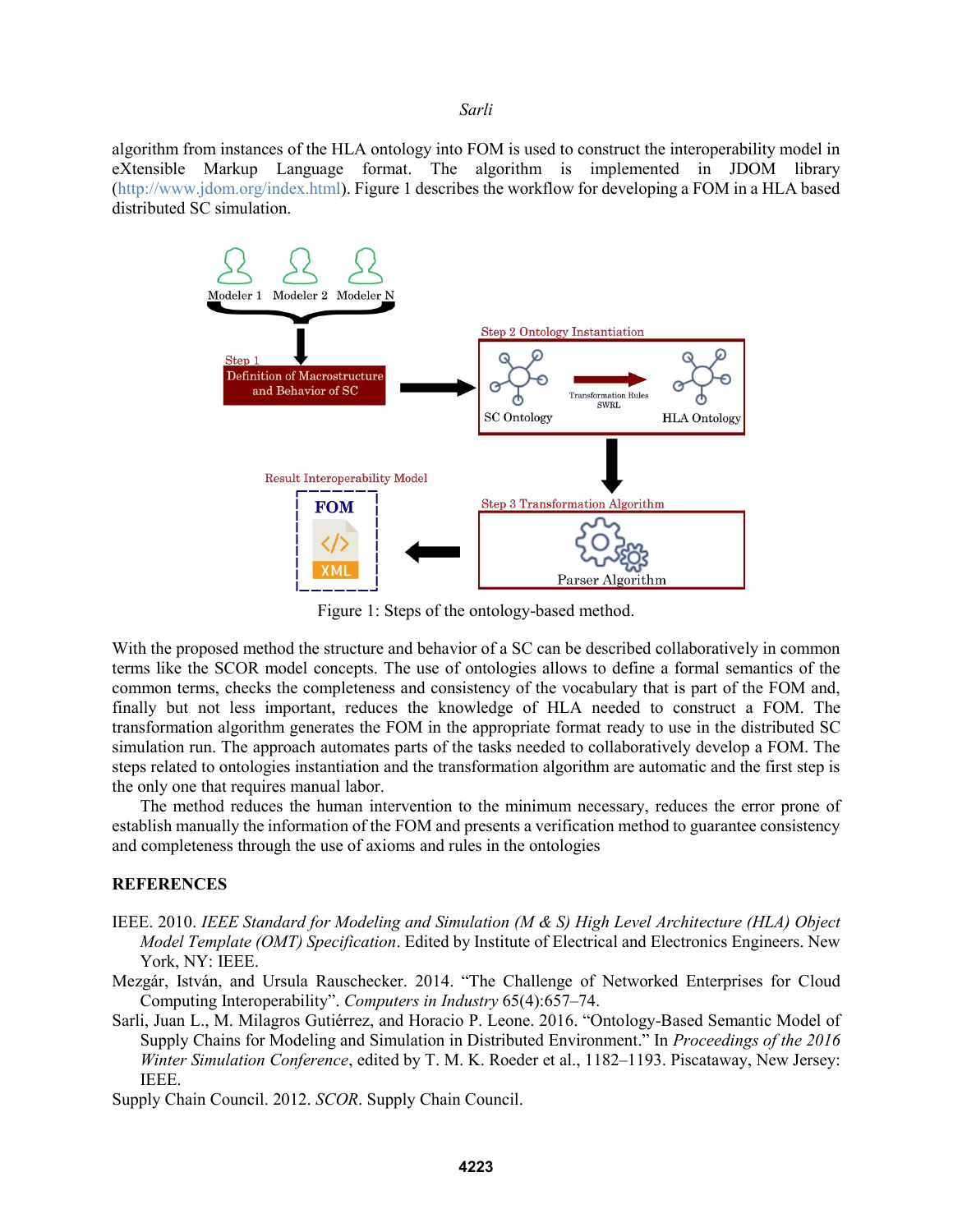algorithm from instances of the HLA ontology into FOM is used to construct the interoperability model in eXtensible Markup Language format. The algorithm is implemented in JDOM library (http://www.jdom.org/index.html). Figure 1 describes the workflow for developing a FOM in a HLA based distributed SC simulation.

Modeler 1 Modeler 2 Modeler N

Step 1

Definition of Macrostructure and Behavior of SC

Step 2 Ontology Instantiation

SC Ontology

Transformation Rules SWRL

HLA Ontology

Step 3 Transformation Algorithm

Parser Algorithm

Result Interoperability Model

FOM

XML

Figure 1: Steps of the ontology-based method.

With the proposed method the structure and behavior of a SC can be described collaboratively in common terms like the SCOR model concepts. The use of ontologies allows to define a formal semantics of the common terms, checks the completeness and consistency of the vocabulary that is part of the FOM and, finally but not less important, reduces the knowledge of HLA needed to construct a FOM. The transformation algorithm generates the FOM in the appropriate format ready to use in the distributed SC simulation run. The approach automates parts of the tasks needed to collaboratively develop a FOM. The steps related to ontologies instantiation and the transformation algorithm are automatic and the first step is the only one that requires manual labor.

The method reduces the human intervention to the minimum necessary, reduces the error prone of establish manually the information of the FOM and presents a verification method to guarantee consistency and completeness through the use of axioms and rules in the ontologies

## REFERENCES

IEEE. 2010. *IEEE Standard for Modeling and Simulation (M & S) High Level Architecture (HLA) Object Model Template (OMT) Specification*. Edited by Institute of Electrical and Electronics Engineers. New York, NY: IEEE.

Mezgár, István, and Ursula Rauschecker. 2014. "The Challenge of Networked Enterprises for Cloud Computing Interoperability". *Computers in Industry* 65(4):657–74.

Sarli, Juan L., M. Milagros Gutiérrez, and Horacio P. Leone. 2016. "Ontology-Based Semantic Model of Supply Chains for Modeling and Simulation in Distributed Environment." In *Proceedings of the 2016 Winter Simulation Conference*, edited by T. M. K. Roeder et al., 1182–1193. Piscataway, New Jersey: IEEE.

Supply Chain Council. 2012. *SCOR*. Supply Chain Council.